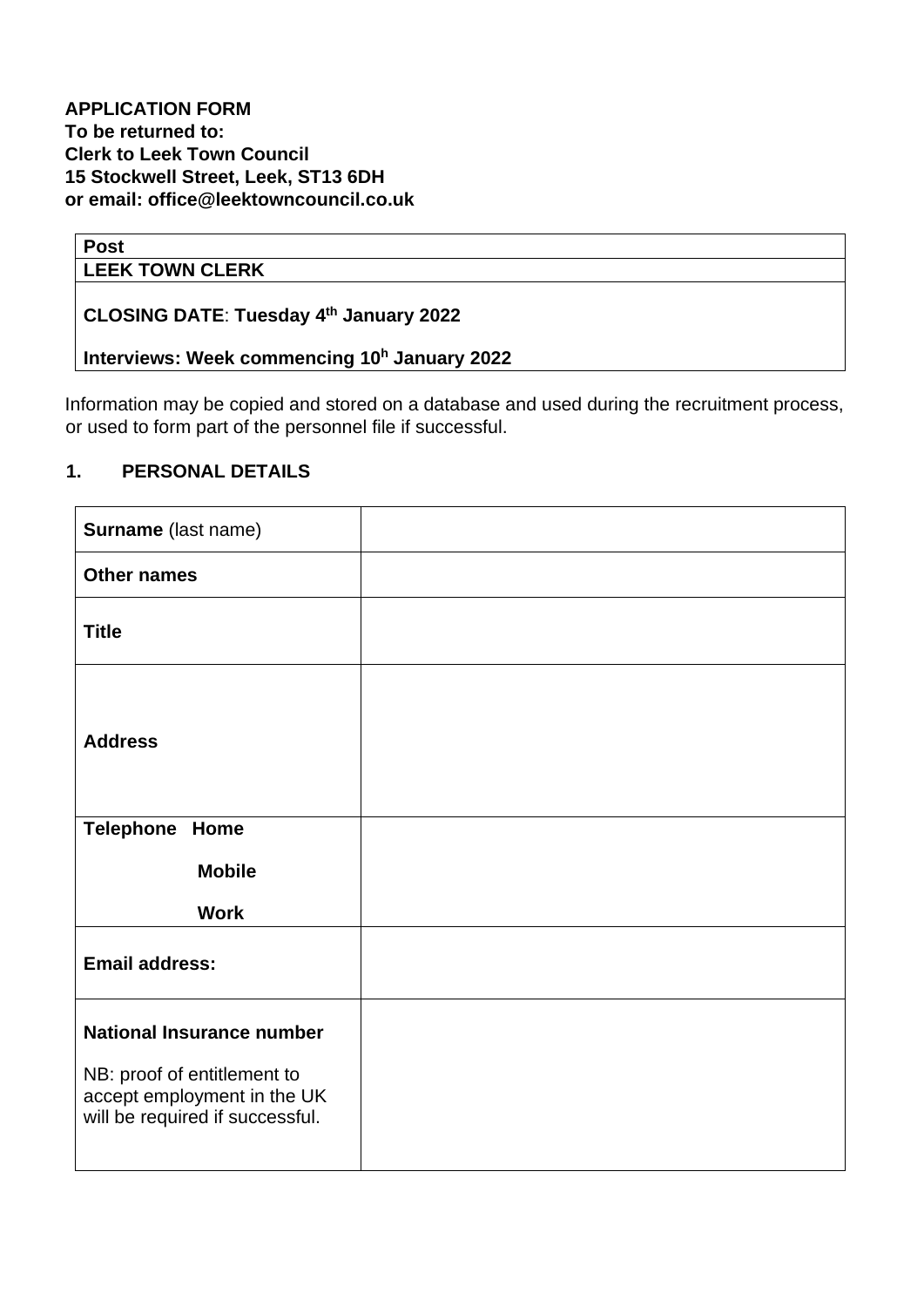**APPLICATION FORM**
**To be returned to:**
**Clerk to Leek Town Council**
**15 Stockwell Street, Leek, ST13 6DH**
**or email: office@leektowncouncil.co.uk**

| **Post** |
|---|
| **LEEK TOWN CLERK** |
| **CLOSING DATE**: **Tuesday 4th January 2022**<br><br>**Interviews: Week commencing 10h January 2022** |

Information may be copied and stored on a database and used during the recruitment process, or used to form part of the personnel file if successful.

## 1. PERSONAL DETAILS

| | |
|---|---|
| **Surname** (last name) | |
| **Other names** | |
| **Title** | |
| **Address** | |
| **Telephone Home**<br>**Mobile**<br>**Work** | |
| **Email address:** | |
| **National Insurance number**<br><br>NB: proof of entitlement to accept employment in the UK will be required if successful. | |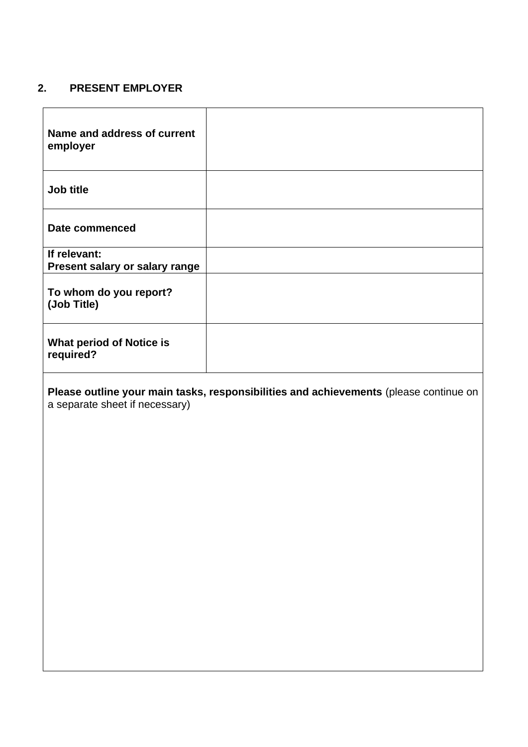## 2. PRESENT EMPLOYER

| | |
|---|---|
| **Name and address of current employer** | |
| **Job title** | |
| **Date commenced** | |
| **If relevant:** **Present salary or salary range** | |
| **To whom do you report? (Job Title)** | |
| **What period of Notice is required?** | |

**Please outline your main tasks, responsibilities and achievements** (please continue on a separate sheet if necessary)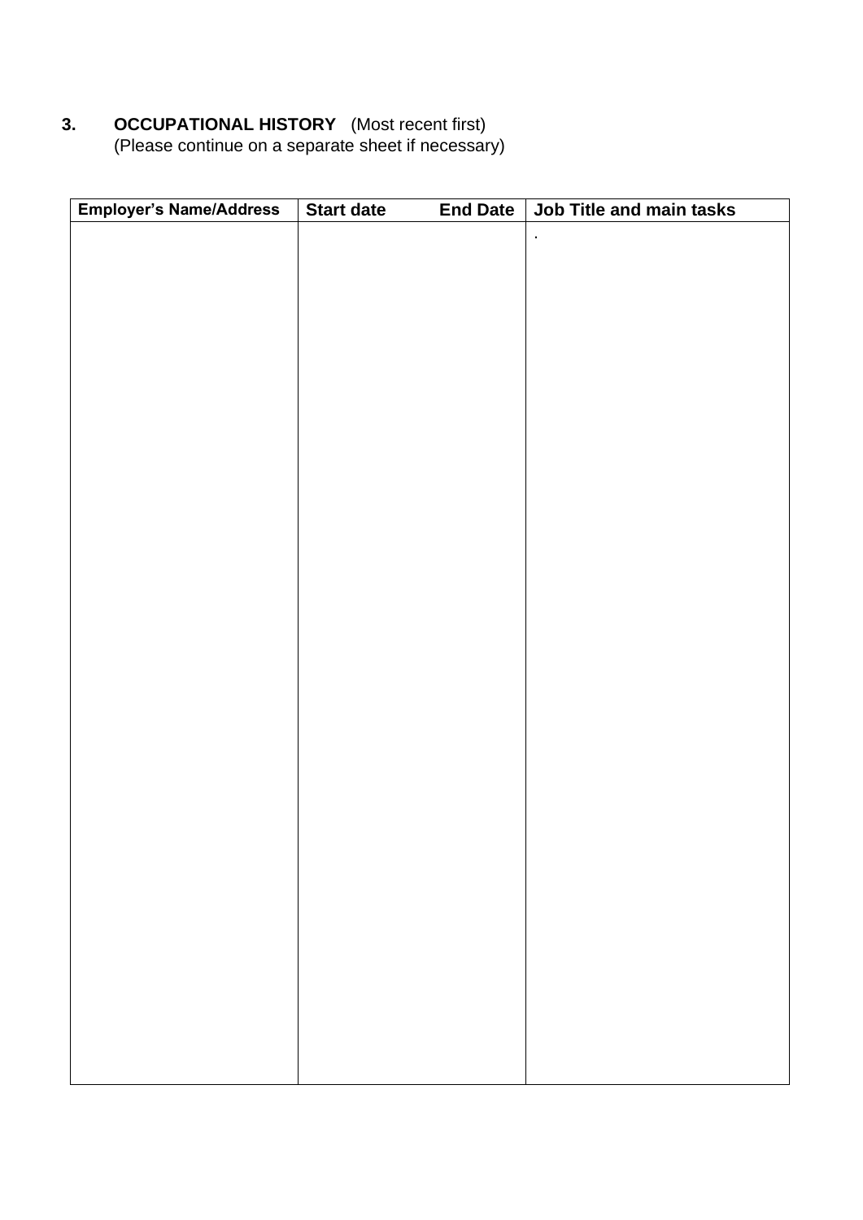## 3. OCCUPATIONAL HISTORY (Most recent first)

(Please continue on a separate sheet if necessary)

| Employer's Name/Address | Start date | End Date | Job Title and main tasks |
| --- | --- | --- | --- |
| | | | . |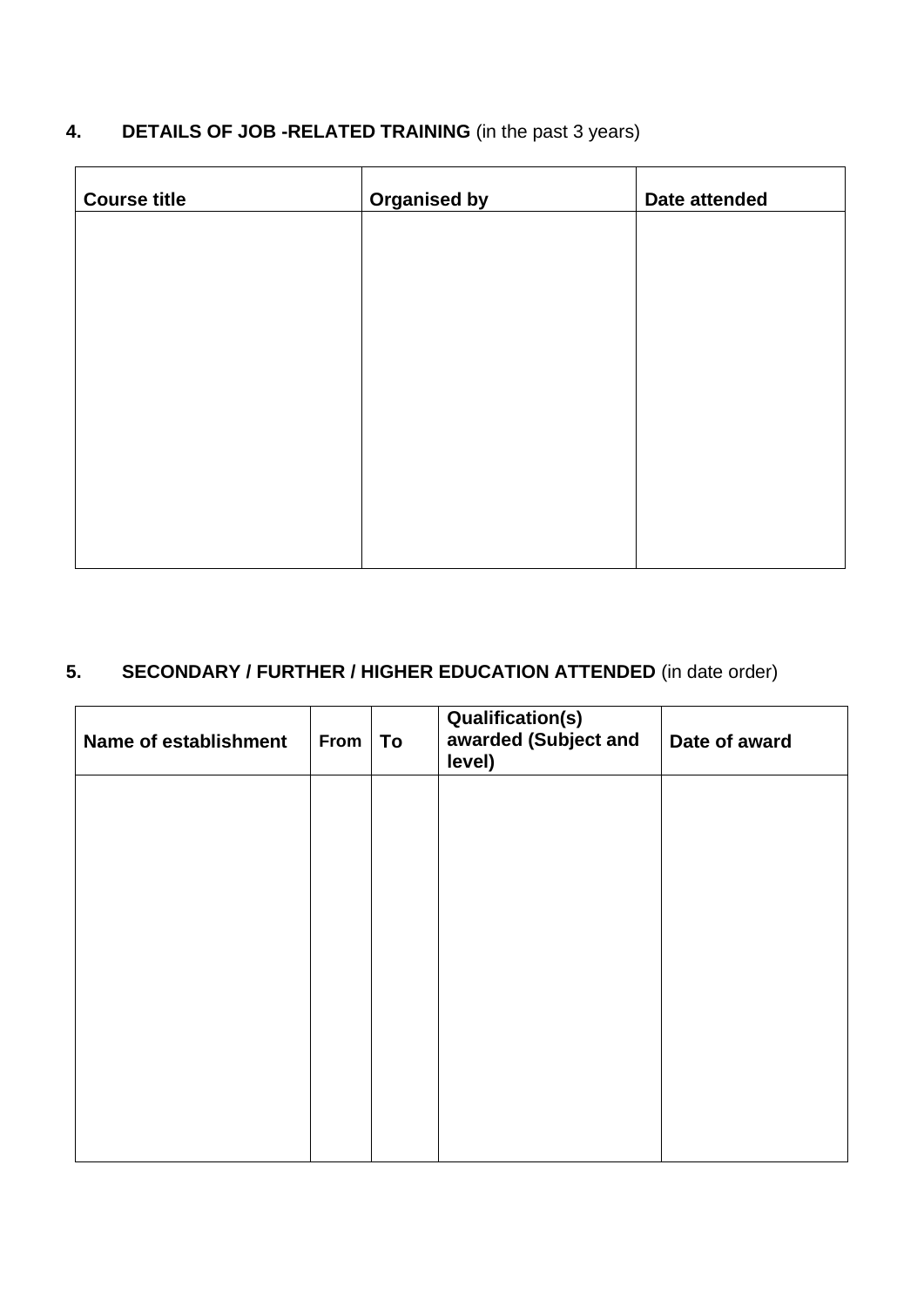## 4. DETAILS OF JOB -RELATED TRAINING (in the past 3 years)

| Course title | Organised by | Date attended |
|---|---|---|
| | | |

## 5. SECONDARY / FURTHER / HIGHER EDUCATION ATTENDED (in date order)

| Name of establishment | From | To | Qualification(s) awarded (Subject and level) | Date of award |
|---|---|---|---|---|
| | | | | |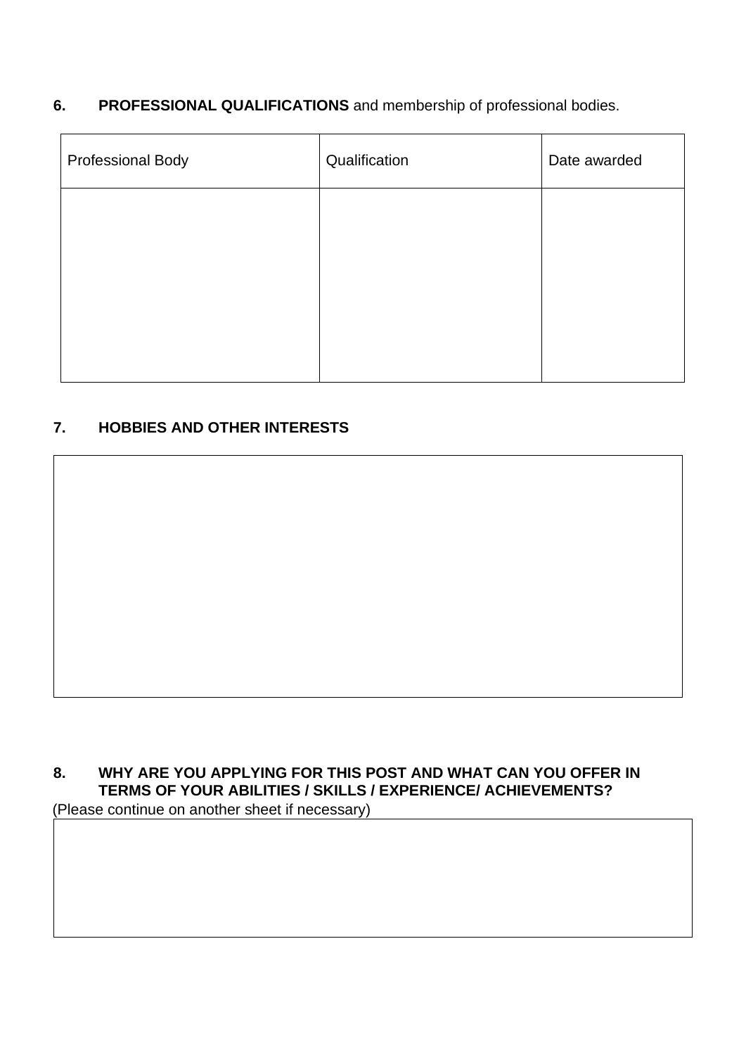**6. PROFESSIONAL QUALIFICATIONS** and membership of professional bodies.

| Professional Body | Qualification | Date awarded |
| --- | --- | --- |
| | | |

**7. HOBBIES AND OTHER INTERESTS**

**8. WHY ARE YOU APPLYING FOR THIS POST AND WHAT CAN YOU OFFER IN TERMS OF YOUR ABILITIES / SKILLS / EXPERIENCE/ ACHIEVEMENTS?**

(Please continue on another sheet if necessary)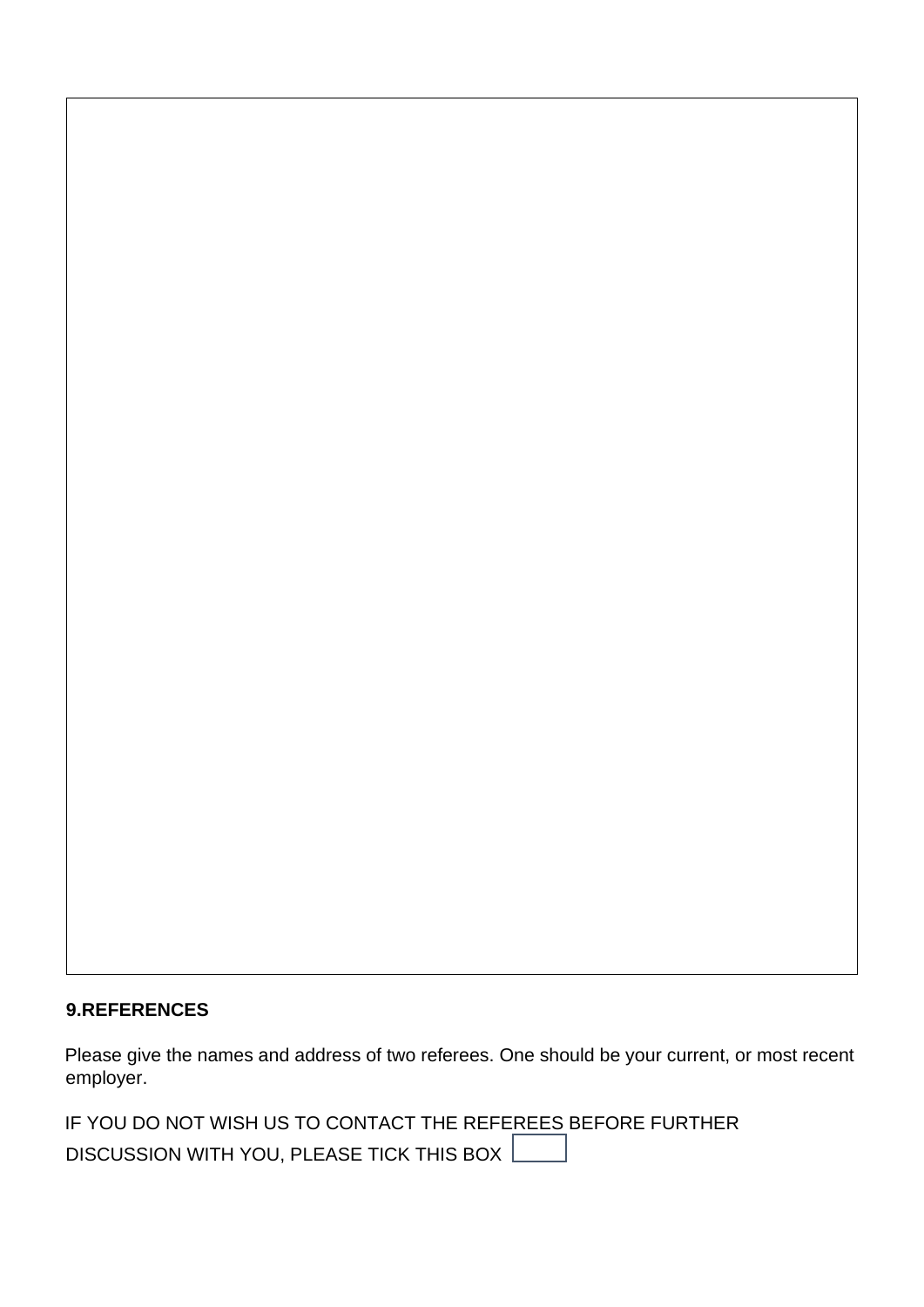**9.REFERENCES**

Please give the names and address of two referees. One should be your current, or most recent employer.

IF YOU DO NOT WISH US TO CONTACT THE REFEREES BEFORE FURTHER DISCUSSION WITH YOU, PLEASE TICK THIS BOX ☐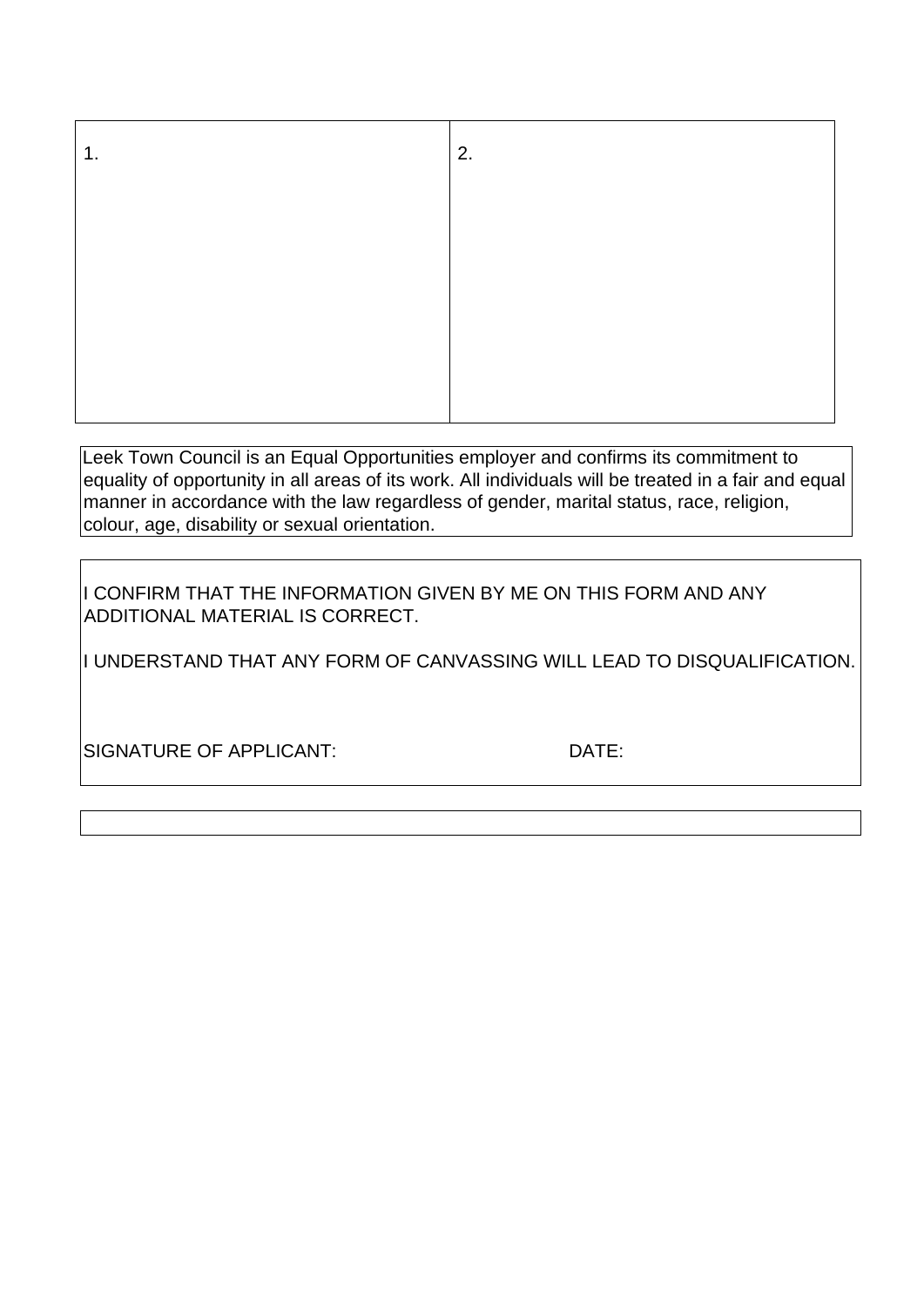| | |
|---|---|
| 1. | 2. |

Leek Town Council is an Equal Opportunities employer and confirms its commitment to equality of opportunity in all areas of its work. All individuals will be treated in a fair and equal manner in accordance with the law regardless of gender, marital status, race, religion, colour, age, disability or sexual orientation.

I CONFIRM THAT THE INFORMATION GIVEN BY ME ON THIS FORM AND ANY ADDITIONAL MATERIAL IS CORRECT.

I UNDERSTAND THAT ANY FORM OF CANVASSING WILL LEAD TO DISQUALIFICATION.

SIGNATURE OF APPLICANT: DATE: